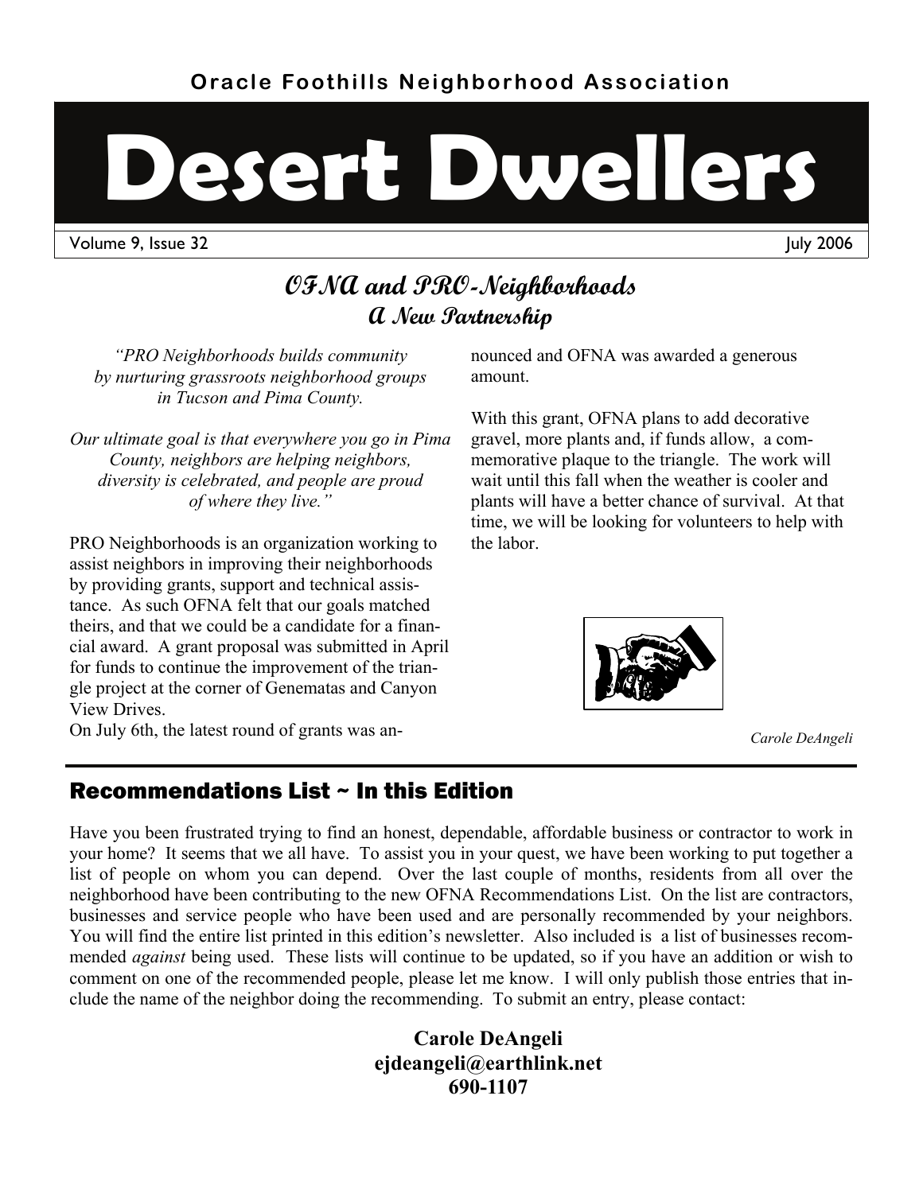Oracle Foothills Neighborhood Association

# Desert Dwellers

Volume 9, Issue 32 July 2006

## OFNA and PRO-Neighborhoods
### A New Partnership

*"PRO Neighborhoods builds community by nurturing grassroots neighborhood groups in Tucson and Pima County.*

*Our ultimate goal is that everywhere you go in Pima County, neighbors are helping neighbors, diversity is celebrated, and people are proud of where they live."*

PRO Neighborhoods is an organization working to assist neighbors in improving their neighborhoods by providing grants, support and technical assistance. As such OFNA felt that our goals matched theirs, and that we could be a candidate for a financial award. A grant proposal was submitted in April for funds to continue the improvement of the triangle project at the corner of Genematas and Canyon View Drives.

On July 6th, the latest round of grants was announced and OFNA was awarded a generous amount.

With this grant, OFNA plans to add decorative gravel, more plants and, if funds allow, a commemorative plaque to the triangle. The work will wait until this fall when the weather is cooler and plants will have a better chance of survival. At that time, we will be looking for volunteers to help with the labor.

*Carole DeAngeli*

## Recommendations List ~ In this Edition

Have you been frustrated trying to find an honest, dependable, affordable business or contractor to work in your home? It seems that we all have. To assist you in your quest, we have been working to put together a list of people on whom you can depend. Over the last couple of months, residents from all over the neighborhood have been contributing to the new OFNA Recommendations List. On the list are contractors, businesses and service people who have been used and are personally recommended by your neighbors. You will find the entire list printed in this edition's newsletter. Also included is a list of businesses recommended *against* being used. These lists will continue to be updated, so if you have an addition or wish to comment on one of the recommended people, please let me know. I will only publish those entries that include the name of the neighbor doing the recommending. To submit an entry, please contact:

**Carole DeAngeli**
**ejdeangeli@earthlink.net**
**690-1107**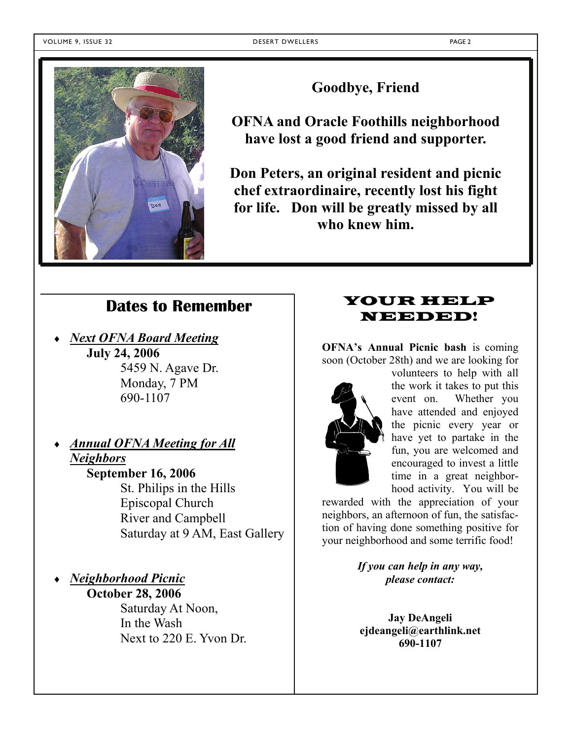## Goodbye, Friend

**OFNA and Oracle Foothills neighborhood have lost a good friend and supporter.**

**Don Peters, an original resident and picnic chef extraordinaire, recently lost his fight for life. Don will be greatly missed by all who knew him.**

## Dates to Remember

- ***Next OFNA Board Meeting***
  **July 24, 2006**
  5459 N. Agave Dr.
  Monday, 7 PM
  690-1107

- ***Annual OFNA Meeting for All Neighbors***
  **September 16, 2006**
  St. Philips in the Hills
  Episcopal Church
  River and Campbell
  Saturday at 9 AM, East Gallery

- ***Neighborhood Picnic***
  **October 28, 2006**
  Saturday At Noon,
  In the Wash
  Next to 220 E. Yvon Dr.

## YOUR HELP NEEDED!

**OFNA's Annual Picnic bash** is coming soon (October 28th) and we are looking for volunteers to help with all the work it takes to put this event on. Whether you have attended and enjoyed the picnic every year or have yet to partake in the fun, you are welcomed and encouraged to invest a little time in a great neighborhood activity. You will be rewarded with the appreciation of your neighbors, an afternoon of fun, the satisfaction of having done something positive for your neighborhood and some terrific food!

***If you can help in any way, please contact:***

**Jay DeAngeli**
**ejdeangeli@earthlink.net**
**690-1107**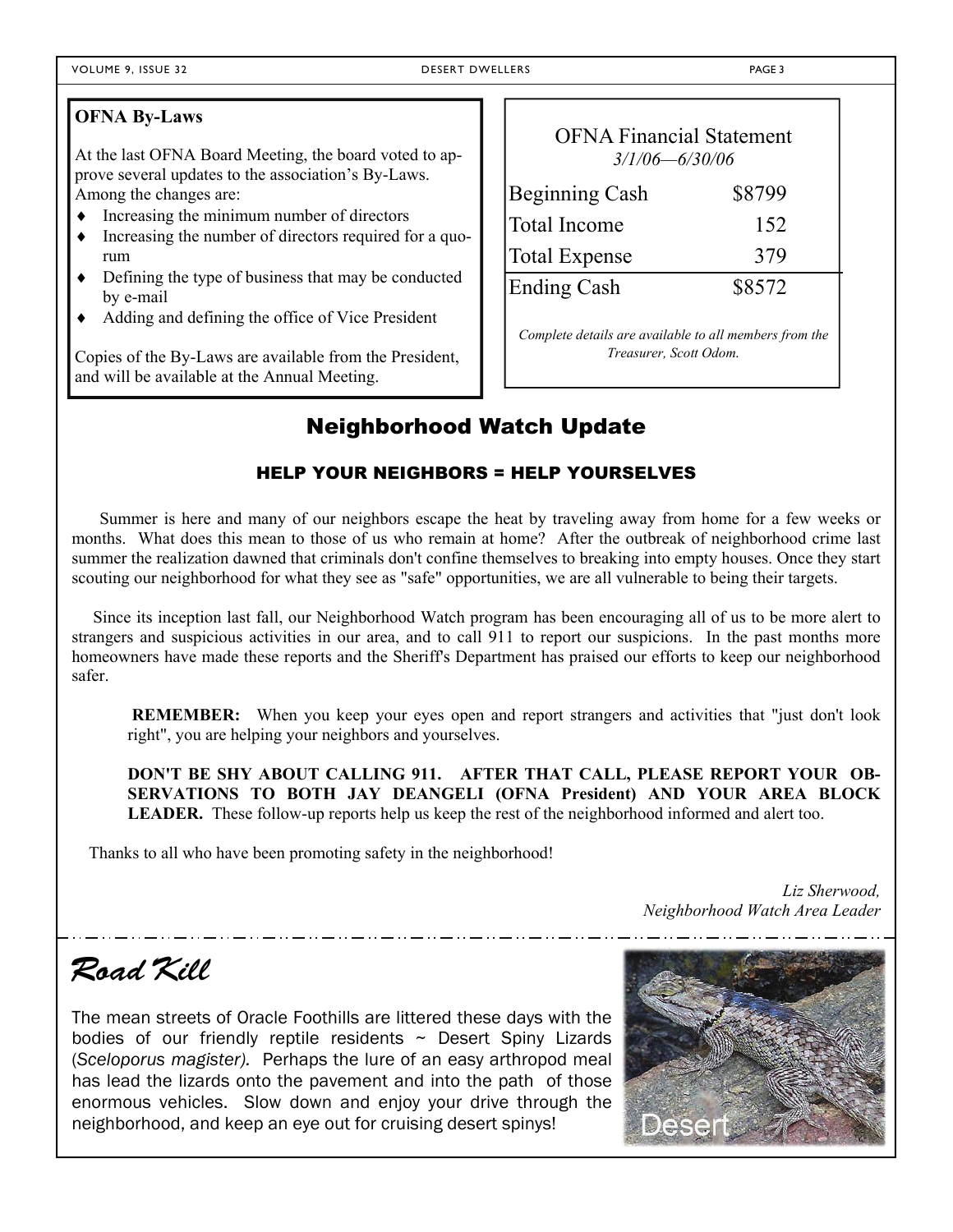## OFNA By-Laws

At the last OFNA Board Meeting, the board voted to approve several updates to the association's By-Laws. Among the changes are:

- Increasing the minimum number of directors
- Increasing the number of directors required for a quorum
- Defining the type of business that may be conducted by e-mail
- Adding and defining the office of Vice President

Copies of the By-Laws are available from the President, and will be available at the Annual Meeting.

## OFNA Financial Statement

*3/1/06—6/30/06*

| | |
|---|---|
| Beginning Cash | $8799 |
| Total Income | 152 |
| Total Expense | 379 |
| Ending Cash | $8572 |

*Complete details are available to all members from the Treasurer, Scott Odom.*

## Neighborhood Watch Update

### HELP YOUR NEIGHBORS = HELP YOURSELVES

Summer is here and many of our neighbors escape the heat by traveling away from home for a few weeks or months. What does this mean to those of us who remain at home? After the outbreak of neighborhood crime last summer the realization dawned that criminals don't confine themselves to breaking into empty houses. Once they start scouting our neighborhood for what they see as "safe" opportunities, we are all vulnerable to being their targets.

Since its inception last fall, our Neighborhood Watch program has been encouraging all of us to be more alert to strangers and suspicious activities in our area, and to call 911 to report our suspicions. In the past months more homeowners have made these reports and the Sheriff's Department has praised our efforts to keep our neighborhood safer.

**REMEMBER:** When you keep your eyes open and report strangers and activities that "just don't look right", you are helping your neighbors and yourselves.

**DON'T BE SHY ABOUT CALLING 911. AFTER THAT CALL, PLEASE REPORT YOUR OBSERVATIONS TO BOTH JAY DEANGELI (OFNA President) AND YOUR AREA BLOCK LEADER.** These follow-up reports help us keep the rest of the neighborhood informed and alert too.

Thanks to all who have been promoting safety in the neighborhood!

*Liz Sherwood,*
*Neighborhood Watch Area Leader*

## *Road Kill*

The mean streets of Oracle Foothills are littered these days with the bodies of our friendly reptile residents ~ Desert Spiny Lizards (*Sceloporus magister).* Perhaps the lure of an easy arthropod meal has lead the lizards onto the pavement and into the path of those enormous vehicles. Slow down and enjoy your drive through the neighborhood, and keep an eye out for cruising desert spinys!

Desert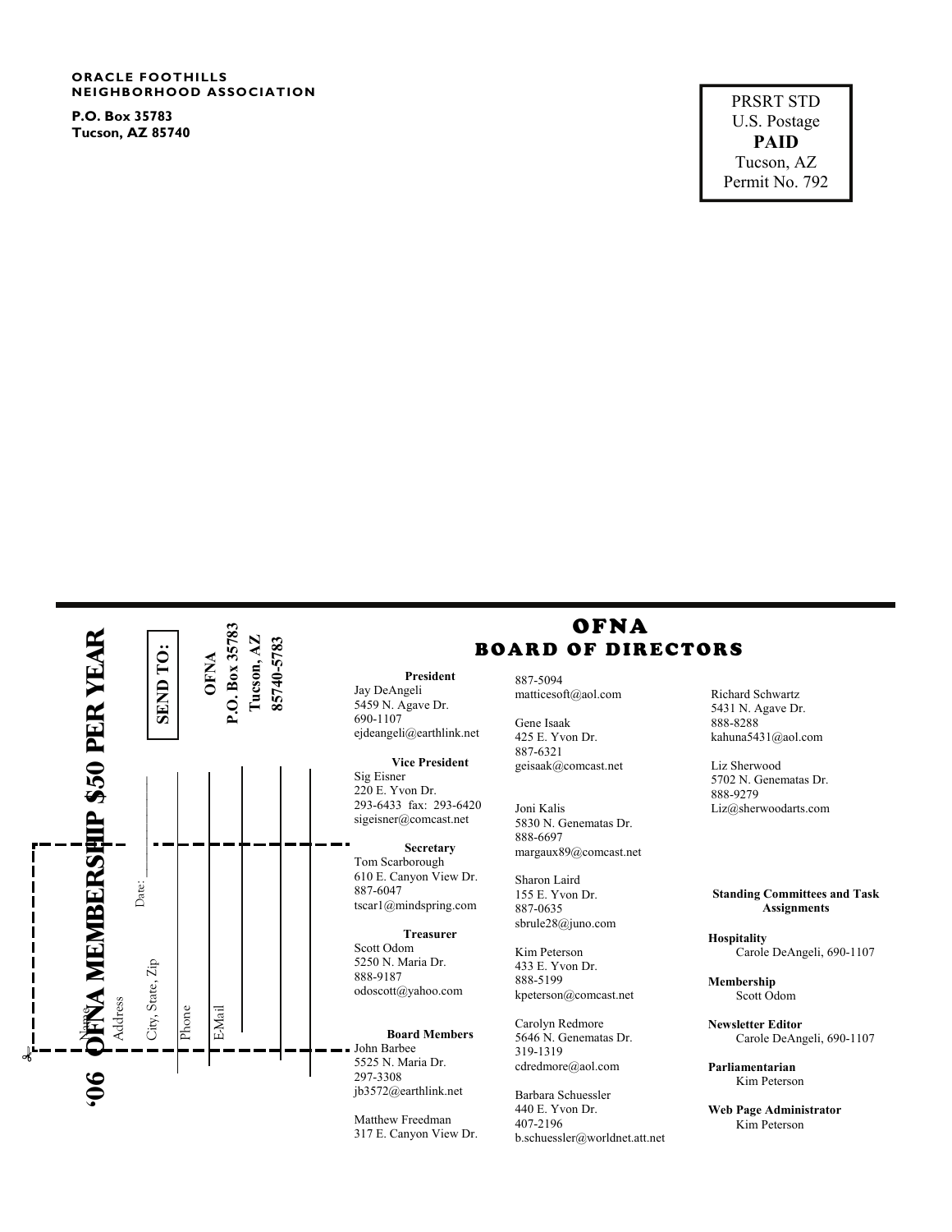**ORACLE FOOTHILLS NEIGHBORHOOD ASSOCIATION**

**P.O. Box 35783**
**Tucson, AZ 85740**

PRSRT STD
U.S. Postage
**PAID**
Tucson, AZ
Permit No. 792

**'06 OFNA MEMBERSHIP $50 PER YEAR**

Date: ____________

Name ____________

Address ____________

City, State, Zip ____________

Phone ____________

E-Mail ____________

**SEND TO:**

**OFNA**
**P.O. Box 35783**
**Tucson, AZ**
**85740-5783**

# OFNA BOARD OF DIRECTORS

**President**
Jay DeAngeli
5459 N. Agave Dr.
690-1107
ejdeangeli@earthlink.net

**Vice President**
Sig Eisner
220 E. Yvon Dr.
293-6433 fax: 293-6420
sigeisner@comcast.net

**Secretary**
Tom Scarborough
610 E. Canyon View Dr.
887-6047
tscar1@mindspring.com

**Treasurer**
Scott Odom
5250 N. Maria Dr.
888-9187
odoscott@yahoo.com

**Board Members**

John Barbee
5525 N. Maria Dr.
297-3308
jb3572@earthlink.net

Matthew Freedman
317 E. Canyon View Dr.
887-5094
matticesoft@aol.com

Gene Isaak
425 E. Yvon Dr.
887-6321
geisaak@comcast.net

Joni Kalis
5830 N. Genematas Dr.
888-6697
margaux89@comcast.net

Sharon Laird
155 E. Yvon Dr.
887-0635
sbrule28@juno.com

Kim Peterson
433 E. Yvon Dr.
888-5199
kpeterson@comcast.net

Carolyn Redmore
5646 N. Genematas Dr.
319-1319
cdredmore@aol.com

Barbara Schuessler
440 E. Yvon Dr.
407-2196
b.schuessler@worldnet.att.net

Richard Schwartz
5431 N. Agave Dr.
888-8288
kahuna5431@aol.com

Liz Sherwood
5702 N. Genematas Dr.
888-9279
Liz@sherwoodarts.com

**Standing Committees and Task Assignments**

**Hospitality**
Carole DeAngeli, 690-1107

**Membership**
Scott Odom

**Newsletter Editor**
Carole DeAngeli, 690-1107

**Parliamentarian**
Kim Peterson

**Web Page Administrator**
Kim Peterson